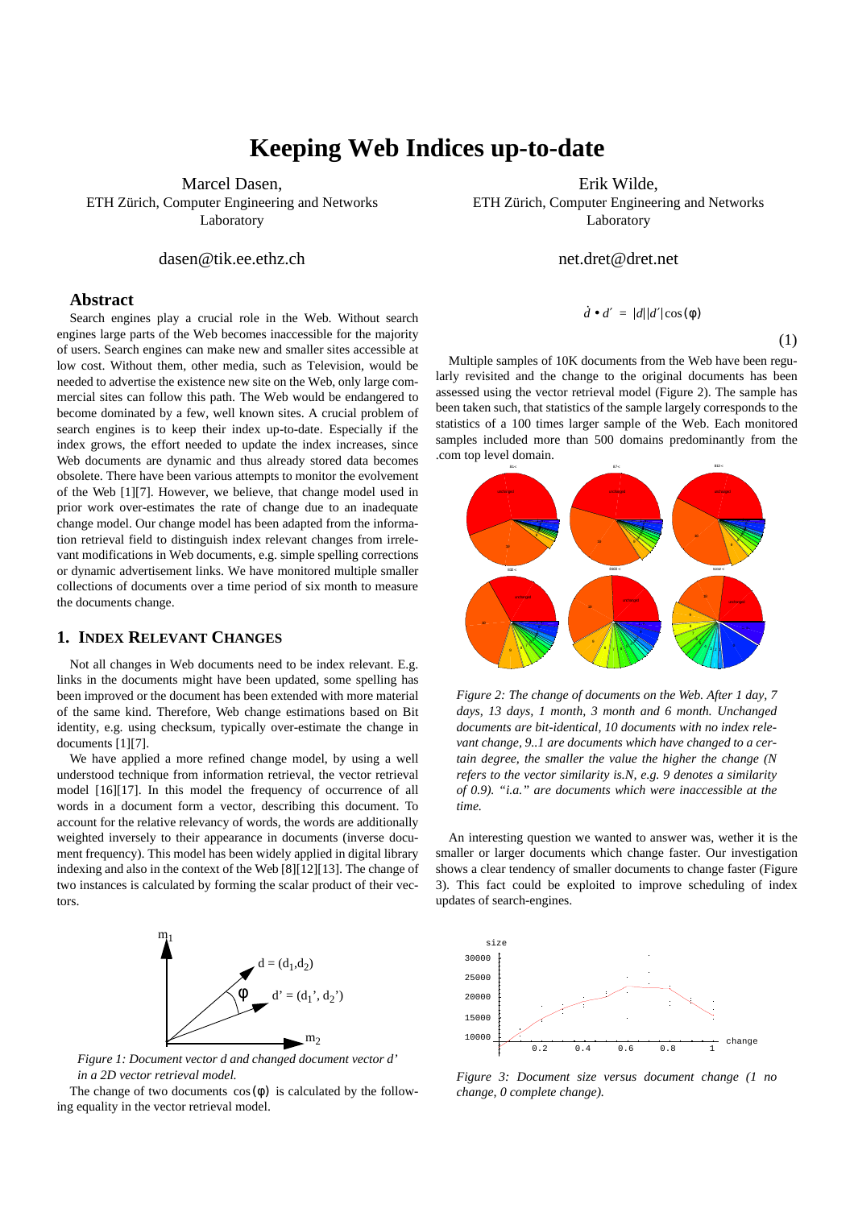# Keeping Web Indices up-to-date

Marcel Dasen,
ETH Zürich, Computer Engineering and Networks Laboratory

dasen@tik.ee.ethz.ch

Erik Wilde,
ETH Zürich, Computer Engineering and Networks Laboratory

net.dret@dret.net

## Abstract

Search engines play a crucial role in the Web. Without search engines large parts of the Web becomes inaccessible for the majority of users. Search engines can make new and smaller sites accessible at low cost. Without them, other media, such as Television, would be needed to advertise the existence new site on the Web, only large commercial sites can follow this path. The Web would be endangered to become dominated by a few, well known sites. A crucial problem of search engines is to keep their index up-to-date. Especially if the index grows, the effort needed to update the index increases, since Web documents are dynamic and thus already stored data becomes obsolete. There have been various attempts to monitor the evolvement of the Web [1][7]. However, we believe, that change model used in prior work over-estimates the rate of change due to an inadequate change model. Our change model has been adapted from the information retrieval field to distinguish index relevant changes from irrelevant modifications in Web documents, e.g. simple spelling corrections or dynamic advertisement links. We have monitored multiple smaller collections of documents over a time period of six month to measure the documents change.

## 1. Index Relevant Changes

Not all changes in Web documents need to be index relevant. E.g. links in the documents might have been updated, some spelling has been improved or the document has been extended with more material of the same kind. Therefore, Web change estimations based on Bit identity, e.g. using checksum, typically over-estimate the change in documents [1][7].

We have applied a more refined change model, by using a well understood technique from information retrieval, the vector retrieval model [16][17]. In this model the frequency of occurrence of all words in a document form a vector, describing this document. To account for the relative relevancy of words, the words are additionally weighted inversely to their appearance in documents (inverse document frequency). This model has been widely applied in digital library indexing and also in the context of the Web [8][12][13]. The change of two instances is calculated by forming the scalar product of their vectors.

*Figure 1: Document vector d and changed document vector d' in a 2D vector retrieval model.*

The change of two documents $\cos(\varphi)$ is calculated by the following equality in the vector retrieval model.

$$\dot{d} \bullet d' = |d||d'|\cos(\varphi) \tag{1}$$

Multiple samples of 10K documents from the Web have been regularly revisited and the change to the original documents has been assessed using the vector retrieval model (Figure 2). The sample has been taken such, that statistics of the sample largely corresponds to the statistics of a 100 times larger sample of the Web. Each monitored samples included more than 500 domains predominantly from the .com top level domain.

*Figure 2: The change of documents on the Web. After 1 day, 7 days, 13 days, 1 month, 3 month and 6 month. Unchanged documents are bit-identical, 10 documents with no index relevant change, 9..1 are documents which have changed to a certain degree, the smaller the value the higher the change (N refers to the vector similarity is.N, e.g. 9 denotes a similarity of 0.9). "i.a." are documents which were inaccessible at the time.*

An interesting question we wanted to answer was, wether it is the smaller or larger documents which change faster. Our investigation shows a clear tendency of smaller documents to change faster (Figure 3). This fact could be exploited to improve scheduling of index updates of search-engines.

*Figure 3: Document size versus document change (1 no change, 0 complete change).*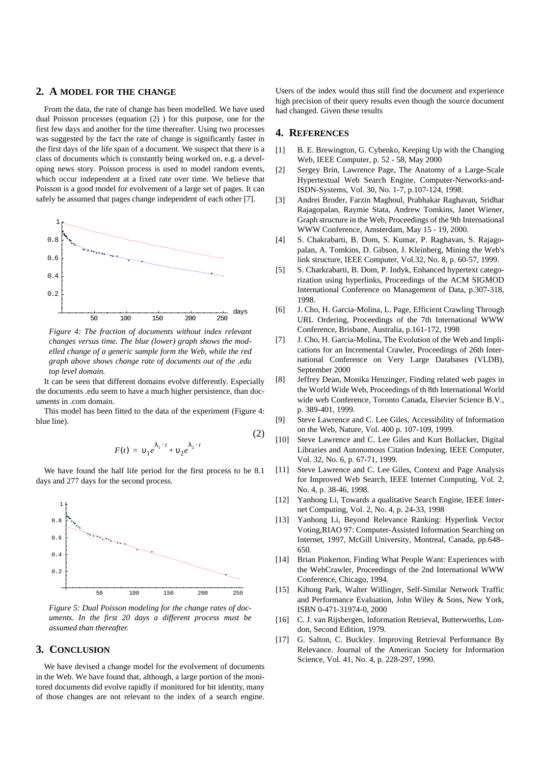## 2. A MODEL FOR THE CHANGE

From the data, the rate of change has been modelled. We have used dual Poisson processes (equation (2) ) for this purpose, one for the first few days and another for the time thereafter. Using two processes was suggested by the fact the rate of change is significantly faster in the first days of the life span of a document. We suspect that there is a class of documents which is constantly being worked on, e.g. a developing news story. Poisson process is used to model random events, which occur independent at a fixed rate over time. We believe that Poisson is a good model for evolvement of a large set of pages. It can safely be assumed that pages change independent of each other [7].

1
0.8
0.6
0.4
0.2
50 100 150 200 250 days

*Figure 4: The fraction of documents without index relevant changes versus time. The blue (lower) graph shows the modelled change of a generic sample form the Web, while the red graph above shows change rate of documents out of the .edu top level domain.*

It can be seen that different domains evolve differently. Especially the documents .edu seem to have a much higher persistence, than documents in .com domain.

This model has been fitted to the data of the experiment (Figure 4: blue line).

$$F(t) = \upsilon_1 e^{\lambda_1 \cdot t} + \upsilon_2 e^{\lambda_2 \cdot t} \tag{2}$$

We have found the half life period for the first process to be 8.1 days and 277 days for the second process.

1
0.8
0.6
0.4
0.2
50 100 150 200 250

*Figure 5: Dual Poisson modeling for the change rates of documents. In the first 20 days a different process must be assumed than thereafter.*

## 3. CONCLUSION

We have devised a change model for the evolvement of documents in the Web. We have found that, although, a large portion of the monitored documents did evolve rapidly if monitored for bit identity, many of those changes are not relevant to the index of a search engine. Users of the index would thus still find the document and experience high precision of their query results even though the source document had changed. Given these results

## 4. REFERENCES

[1] B. E. Brewington, G. Cybenko, Keeping Up with the Changing Web, IEEE Computer, p. 52 - 58, May 2000

[2] Sergey Brin, Lawrence Page, The Anatomy of a Large-Scale Hypertextual Web Search Engine, Computer-Networks-and-ISDN-Systems, Vol. 30, No. 1-7, p.107-124, 1998.

[3] Andrei Broder, Farzin Maghoul, Prabhakar Raghavan, Sridhar Rajagopalan, Raymie Stata, Andrew Tomkins, Janet Wiener, Graph structure in the Web, Proceedings of the 9th International WWW Conference, Amsterdam, May 15 - 19, 2000.

[4] S. Chakrabarti, B. Dom, S. Kumar, P. Raghavan, S. Rajagopalan, A. Tomkins, D. Gibson, J. Kleinberg, Mining the Web's link structure, IEEE Computer, Vol.32, No. 8, p. 60-57, 1999.

[5] S. Charkrabarti, B. Dom, P. Indyk, Enhanced hypertext categorization using hyperlinks, Proceedings of the ACM SIGMOD International Conference on Management of Data, p.307-318, 1998.

[6] J. Cho, H. Garcia-Molina, L. Page, Efficient Crawling Through URL Ordering, Proceedings of the 7th International WWW Conference, Brisbane, Australia, p.161-172, 1998

[7] J. Cho, H. Garcia-Molina, The Evolution of the Web and Implications for an Incremental Crawler, Proceedings of 26th International Conference on Very Large Databases (VLDB), September 2000

[8] Jeffrey Dean, Monika Henzinger, Finding related web pages in the World Wide Web, Proceedings of th 8th International World wide web Conference, Toronto Canada, Elsevier Science B.V., p. 389-401, 1999.

[9] Steve Lawrence and C. Lee Giles, Accessibility of Information on the Web, Nature, Vol. 400 p. 107-109, 1999.

[10] Steve Lawrence and C. Lee Giles and Kurt Bollacker, Digital Libraries and Autonomous Citation Indexing, IEEE Computer, Vol. 32, No. 6, p. 67-71, 1999.

[11] Steve Lawrence and C. Lee Giles, Context and Page Analysis for Improved Web Search, IEEE Internet Computing, Vol. 2, No. 4, p. 38-46, 1998.

[12] Yanhong Li, Towards a qualitative Search Engine, IEEE Internet Computing, Vol. 2, No. 4, p. 24-33, 1998

[13] Yanhong Li, Beyond Relevance Ranking: Hyperlink Vector Voting,RIAO 97: Computer-Assisted Information Searching on Internet, 1997, McGill University, Montreal, Canada, pp.648–650.

[14] Brian Pinkerton, Finding What People Want: Experiences with the WebCrawler, Proceedings of the 2nd International WWW Conference, Chicago, 1994.

[15] Kihong Park, Walter Willinger, Self-Similar Network Traffic and Performance Evaluation, John Wiley & Sons, New York, ISBN 0-471-31974-0, 2000

[16] C. J. van Rijsbergen, Information Retrieval, Butterworths, London, Second Edition, 1979.

[17] G. Salton, C. Buckley. Improving Retrieval Performance By Relevance. Journal of the American Society for Information Science, Vol. 41, No. 4, p. 228-297, 1990.